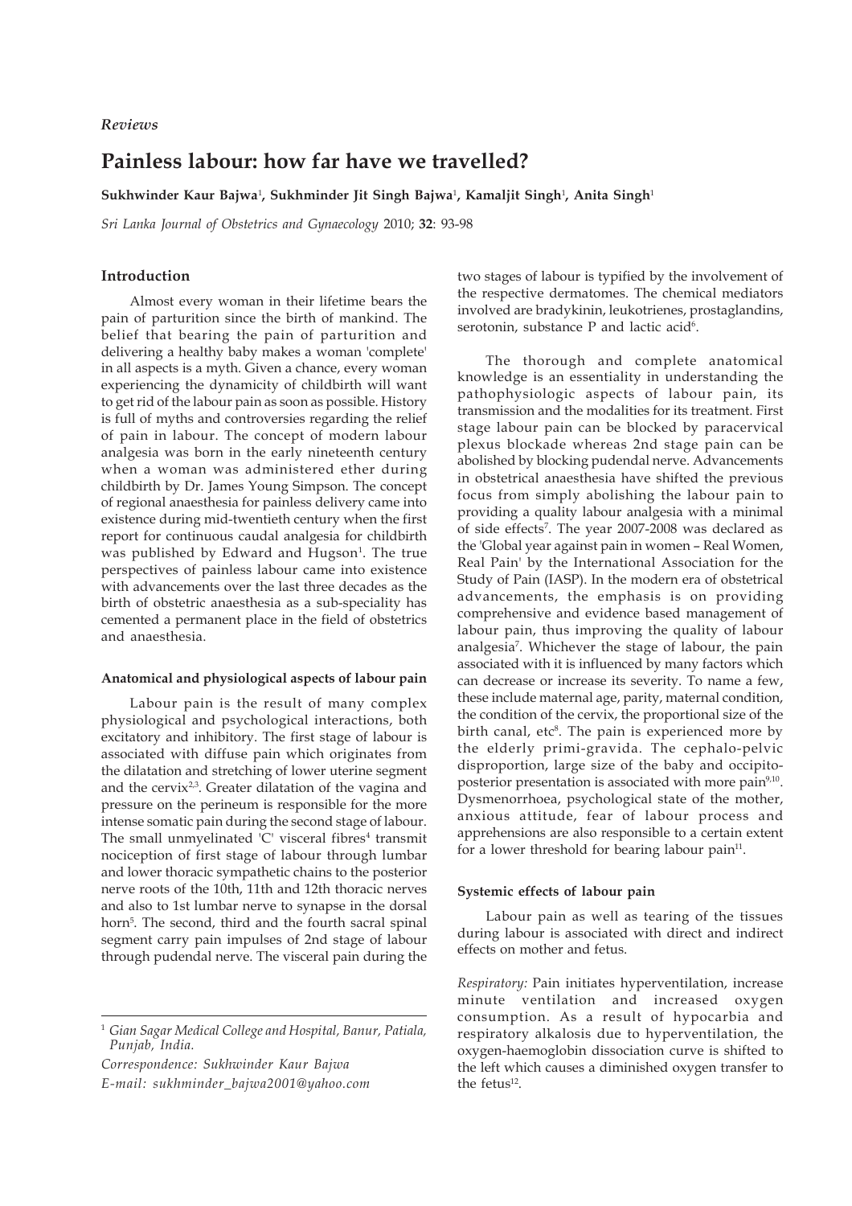*Reviews*

# Painless labour: how far have we travelled?

**Sukhwinder Kaur Bajwa[1], Sukhminder Jit Singh Bajwa[1], Kamaljit Singh[1], Anita Singh[1]**

*Sri Lanka Journal of Obstetrics and Gynaecology* 2010; **32**: 93-98

## Introduction

Almost every woman in their lifetime bears the pain of parturition since the birth of mankind. The belief that bearing the pain of parturition and delivering a healthy baby makes a woman 'complete' in all aspects is a myth. Given a chance, every woman experiencing the dynamicity of childbirth will want to get rid of the labour pain as soon as possible. History is full of myths and controversies regarding the relief of pain in labour. The concept of modern labour analgesia was born in the early nineteenth century when a woman was administered ether during childbirth by Dr. James Young Simpson. The concept of regional anaesthesia for painless delivery came into existence during mid-twentieth century when the first report for continuous caudal analgesia for childbirth was published by Edward and Hugson[1]. The true perspectives of painless labour came into existence with advancements over the last three decades as the birth of obstetric anaesthesia as a sub-speciality has cemented a permanent place in the field of obstetrics and anaesthesia.

### Anatomical and physiological aspects of labour pain

Labour pain is the result of many complex physiological and psychological interactions, both excitatory and inhibitory. The first stage of labour is associated with diffuse pain which originates from the dilatation and stretching of lower uterine segment and the cervix[2,3]. Greater dilatation of the vagina and pressure on the perineum is responsible for the more intense somatic pain during the second stage of labour. The small unmyelinated 'C' visceral fibres[4] transmit nociception of first stage of labour through lumbar and lower thoracic sympathetic chains to the posterior nerve roots of the 10th, 11th and 12th thoracic nerves and also to 1st lumbar nerve to synapse in the dorsal horn[5]. The second, third and the fourth sacral spinal segment carry pain impulses of 2nd stage of labour through pudendal nerve. The visceral pain during the two stages of labour is typified by the involvement of the respective dermatomes. The chemical mediators involved are bradykinin, leukotrienes, prostaglandins, serotonin, substance P and lactic acid[6].

The thorough and complete anatomical knowledge is an essentiality in understanding the pathophysiologic aspects of labour pain, its transmission and the modalities for its treatment. First stage labour pain can be blocked by paracervical plexus blockade whereas 2nd stage pain can be abolished by blocking pudendal nerve. Advancements in obstetrical anaesthesia have shifted the previous focus from simply abolishing the labour pain to providing a quality labour analgesia with a minimal of side effects[7]. The year 2007-2008 was declared as the 'Global year against pain in women – Real Women, Real Pain' by the International Association for the Study of Pain (IASP). In the modern era of obstetrical advancements, the emphasis is on providing comprehensive and evidence based management of labour pain, thus improving the quality of labour analgesia[7]. Whichever the stage of labour, the pain associated with it is influenced by many factors which can decrease or increase its severity. To name a few, these include maternal age, parity, maternal condition, the condition of the cervix, the proportional size of the birth canal, etc[8]. The pain is experienced more by the elderly primi-gravida. The cephalo-pelvic disproportion, large size of the baby and occipito-posterior presentation is associated with more pain[9,10]. Dysmenorrhoea, psychological state of the mother, anxious attitude, fear of labour process and apprehensions are also responsible to a certain extent for a lower threshold for bearing labour pain[11].

### Systemic effects of labour pain

Labour pain as well as tearing of the tissues during labour is associated with direct and indirect effects on mother and fetus.

*Respiratory:* Pain initiates hyperventilation, increase minute ventilation and increased oxygen consumption. As a result of hypocarbia and respiratory alkalosis due to hyperventilation, the oxygen-haemoglobin dissociation curve is shifted to the left which causes a diminished oxygen transfer to the fetus[12].

---

[1] *Gian Sagar Medical College and Hospital, Banur, Patiala, Punjab, India.*

*Correspondence: Sukhwinder Kaur Bajwa*

*E-mail: sukhminder_bajwa2001@yahoo.com*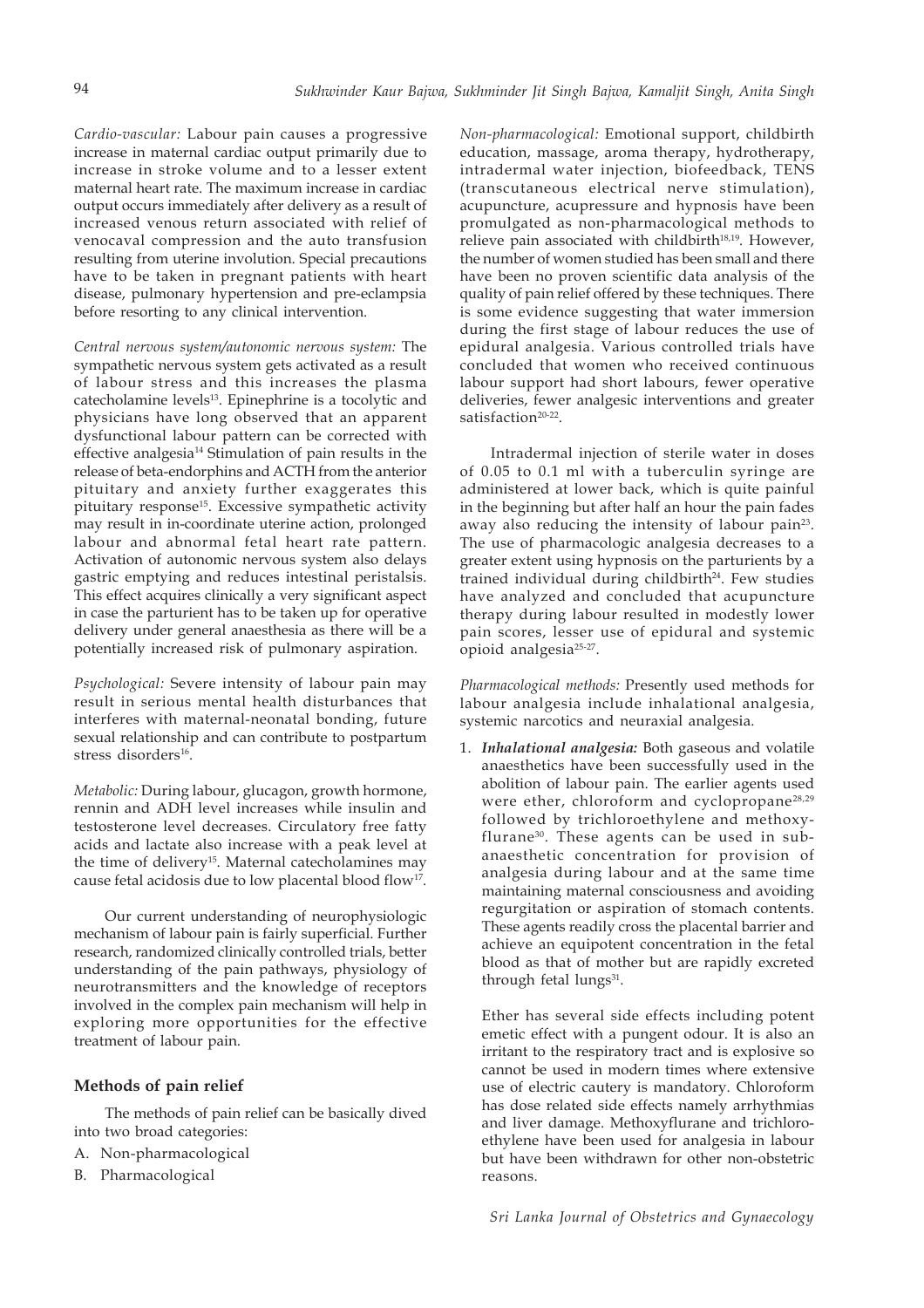*Cardio-vascular:* Labour pain causes a progressive increase in maternal cardiac output primarily due to increase in stroke volume and to a lesser extent maternal heart rate. The maximum increase in cardiac output occurs immediately after delivery as a result of increased venous return associated with relief of venocaval compression and the auto transfusion resulting from uterine involution. Special precautions have to be taken in pregnant patients with heart disease, pulmonary hypertension and pre-eclampsia before resorting to any clinical intervention.

*Central nervous system/autonomic nervous system:* The sympathetic nervous system gets activated as a result of labour stress and this increases the plasma catecholamine levels[13]. Epinephrine is a tocolytic and physicians have long observed that an apparent dysfunctional labour pattern can be corrected with effective analgesia[14] Stimulation of pain results in the release of beta-endorphins and ACTH from the anterior pituitary and anxiety further exaggerates this pituitary response[15]. Excessive sympathetic activity may result in in-coordinate uterine action, prolonged labour and abnormal fetal heart rate pattern. Activation of autonomic nervous system also delays gastric emptying and reduces intestinal peristalsis. This effect acquires clinically a very significant aspect in case the parturient has to be taken up for operative delivery under general anaesthesia as there will be a potentially increased risk of pulmonary aspiration.

*Psychological:* Severe intensity of labour pain may result in serious mental health disturbances that interferes with maternal-neonatal bonding, future sexual relationship and can contribute to postpartum stress disorders[16].

*Metabolic:* During labour, glucagon, growth hormone, rennin and ADH level increases while insulin and testosterone level decreases. Circulatory free fatty acids and lactate also increase with a peak level at the time of delivery[15]. Maternal catecholamines may cause fetal acidosis due to low placental blood flow[17].

Our current understanding of neurophysiologic mechanism of labour pain is fairly superficial. Further research, randomized clinically controlled trials, better understanding of the pain pathways, physiology of neurotransmitters and the knowledge of receptors involved in the complex pain mechanism will help in exploring more opportunities for the effective treatment of labour pain.

## Methods of pain relief

The methods of pain relief can be basically dived into two broad categories:

A. Non-pharmacological
B. Pharmacological

*Non-pharmacological:* Emotional support, childbirth education, massage, aroma therapy, hydrotherapy, intradermal water injection, biofeedback, TENS (transcutaneous electrical nerve stimulation), acupuncture, acupressure and hypnosis have been promulgated as non-pharmacological methods to relieve pain associated with childbirth[18,19]. However, the number of women studied has been small and there have been no proven scientific data analysis of the quality of pain relief offered by these techniques. There is some evidence suggesting that water immersion during the first stage of labour reduces the use of epidural analgesia. Various controlled trials have concluded that women who received continuous labour support had short labours, fewer operative deliveries, fewer analgesic interventions and greater satisfaction[20-22].

Intradermal injection of sterile water in doses of 0.05 to 0.1 ml with a tuberculin syringe are administered at lower back, which is quite painful in the beginning but after half an hour the pain fades away also reducing the intensity of labour pain[23]. The use of pharmacologic analgesia decreases to a greater extent using hypnosis on the parturients by a trained individual during childbirth[24]. Few studies have analyzed and concluded that acupuncture therapy during labour resulted in modestly lower pain scores, lesser use of epidural and systemic opioid analgesia[25-27].

*Pharmacological methods:* Presently used methods for labour analgesia include inhalational analgesia, systemic narcotics and neuraxial analgesia.

1. ***Inhalational analgesia:*** Both gaseous and volatile anaesthetics have been successfully used in the abolition of labour pain. The earlier agents used were ether, chloroform and cyclopropane[28,29] followed by trichloroethylene and methoxyflurane[30]. These agents can be used in sub-anaesthetic concentration for provision of analgesia during labour and at the same time maintaining maternal consciousness and avoiding regurgitation or aspiration of stomach contents. These agents readily cross the placental barrier and achieve an equipotent concentration in the fetal blood as that of mother but are rapidly excreted through fetal lungs[31].

   Ether has several side effects including potent emetic effect with a pungent odour. It is also an irritant to the respiratory tract and is explosive so cannot be used in modern times where extensive use of electric cautery is mandatory. Chloroform has dose related side effects namely arrhythmias and liver damage. Methoxyflurane and trichloroethylene have been used for analgesia in labour but have been withdrawn for other non-obstetric reasons.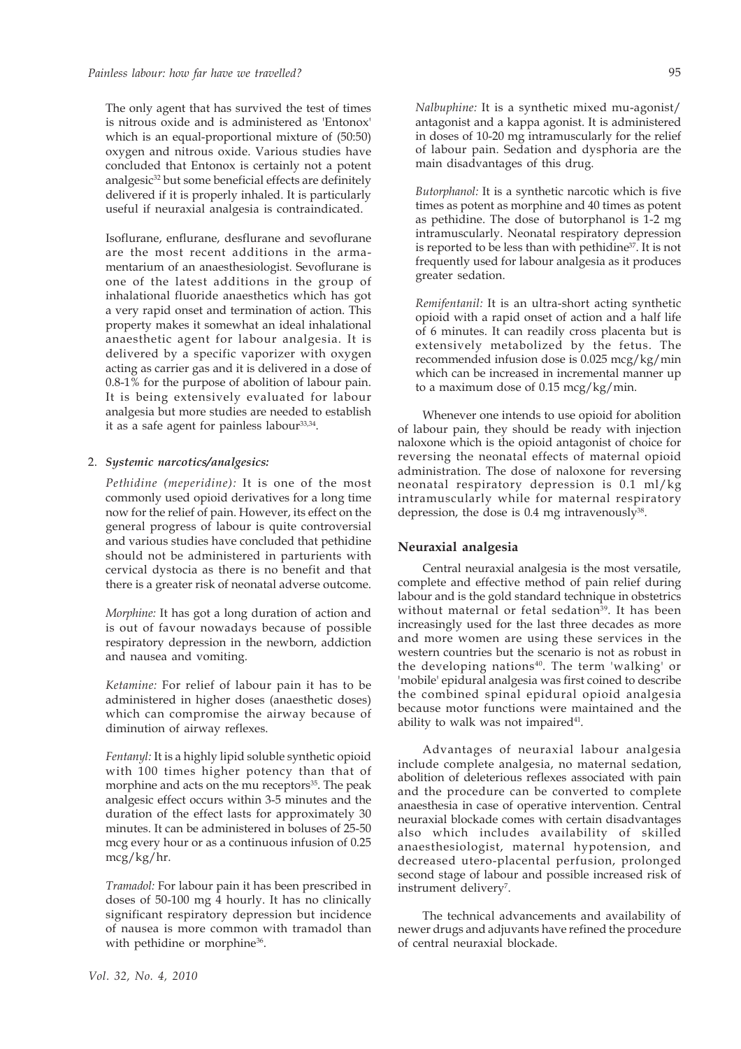The only agent that has survived the test of times is nitrous oxide and is administered as 'Entonox' which is an equal-proportional mixture of (50:50) oxygen and nitrous oxide. Various studies have concluded that Entonox is certainly not a potent analgesic[32] but some beneficial effects are definitely delivered if it is properly inhaled. It is particularly useful if neuraxial analgesia is contraindicated.

Isoflurane, enflurane, desflurane and sevoflurane are the most recent additions in the armamentarium of an anaesthesiologist. Sevoflurane is one of the latest additions in the group of inhalational fluoride anaesthetics which has got a very rapid onset and termination of action. This property makes it somewhat an ideal inhalational anaesthetic agent for labour analgesia. It is delivered by a specific vaporizer with oxygen acting as carrier gas and it is delivered in a dose of 0.8-1% for the purpose of abolition of labour pain. It is being extensively evaluated for labour analgesia but more studies are needed to establish it as a safe agent for painless labour[33,34].

2. ***Systemic narcotics/analgesics:***

*Pethidine (meperidine):* It is one of the most commonly used opioid derivatives for a long time now for the relief of pain. However, its effect on the general progress of labour is quite controversial and various studies have concluded that pethidine should not be administered in parturients with cervical dystocia as there is no benefit and that there is a greater risk of neonatal adverse outcome.

*Morphine:* It has got a long duration of action and is out of favour nowadays because of possible respiratory depression in the newborn, addiction and nausea and vomiting.

*Ketamine:* For relief of labour pain it has to be administered in higher doses (anaesthetic doses) which can compromise the airway because of diminution of airway reflexes.

*Fentanyl:* It is a highly lipid soluble synthetic opioid with 100 times higher potency than that of morphine and acts on the mu receptors[35]. The peak analgesic effect occurs within 3-5 minutes and the duration of the effect lasts for approximately 30 minutes. It can be administered in boluses of 25-50 mcg every hour or as a continuous infusion of 0.25 mcg/kg/hr.

*Tramadol:* For labour pain it has been prescribed in doses of 50-100 mg 4 hourly. It has no clinically significant respiratory depression but incidence of nausea is more common with tramadol than with pethidine or morphine[36].

*Nalbuphine:* It is a synthetic mixed mu-agonist/antagonist and a kappa agonist. It is administered in doses of 10-20 mg intramuscularly for the relief of labour pain. Sedation and dysphoria are the main disadvantages of this drug.

*Butorphanol:* It is a synthetic narcotic which is five times as potent as morphine and 40 times as potent as pethidine. The dose of butorphanol is 1-2 mg intramuscularly. Neonatal respiratory depression is reported to be less than with pethidine[37]. It is not frequently used for labour analgesia as it produces greater sedation.

*Remifentanil:* It is an ultra-short acting synthetic opioid with a rapid onset of action and a half life of 6 minutes. It can readily cross placenta but is extensively metabolized by the fetus. The recommended infusion dose is 0.025 mcg/kg/min which can be increased in incremental manner up to a maximum dose of 0.15 mcg/kg/min.

Whenever one intends to use opioid for abolition of labour pain, they should be ready with injection naloxone which is the opioid antagonist of choice for reversing the neonatal effects of maternal opioid administration. The dose of naloxone for reversing neonatal respiratory depression is 0.1 ml/kg intramuscularly while for maternal respiratory depression, the dose is 0.4 mg intravenously[38].

## Neuraxial analgesia

Central neuraxial analgesia is the most versatile, complete and effective method of pain relief during labour and is the gold standard technique in obstetrics without maternal or fetal sedation[39]. It has been increasingly used for the last three decades as more and more women are using these services in the western countries but the scenario is not as robust in the developing nations[40]. The term 'walking' or 'mobile' epidural analgesia was first coined to describe the combined spinal epidural opioid analgesia because motor functions were maintained and the ability to walk was not impaired[41].

Advantages of neuraxial labour analgesia include complete analgesia, no maternal sedation, abolition of deleterious reflexes associated with pain and the procedure can be converted to complete anaesthesia in case of operative intervention. Central neuraxial blockade comes with certain disadvantages also which includes availability of skilled anaesthesiologist, maternal hypotension, and decreased utero-placental perfusion, prolonged second stage of labour and possible increased risk of instrument delivery[7].

The technical advancements and availability of newer drugs and adjuvants have refined the procedure of central neuraxial blockade.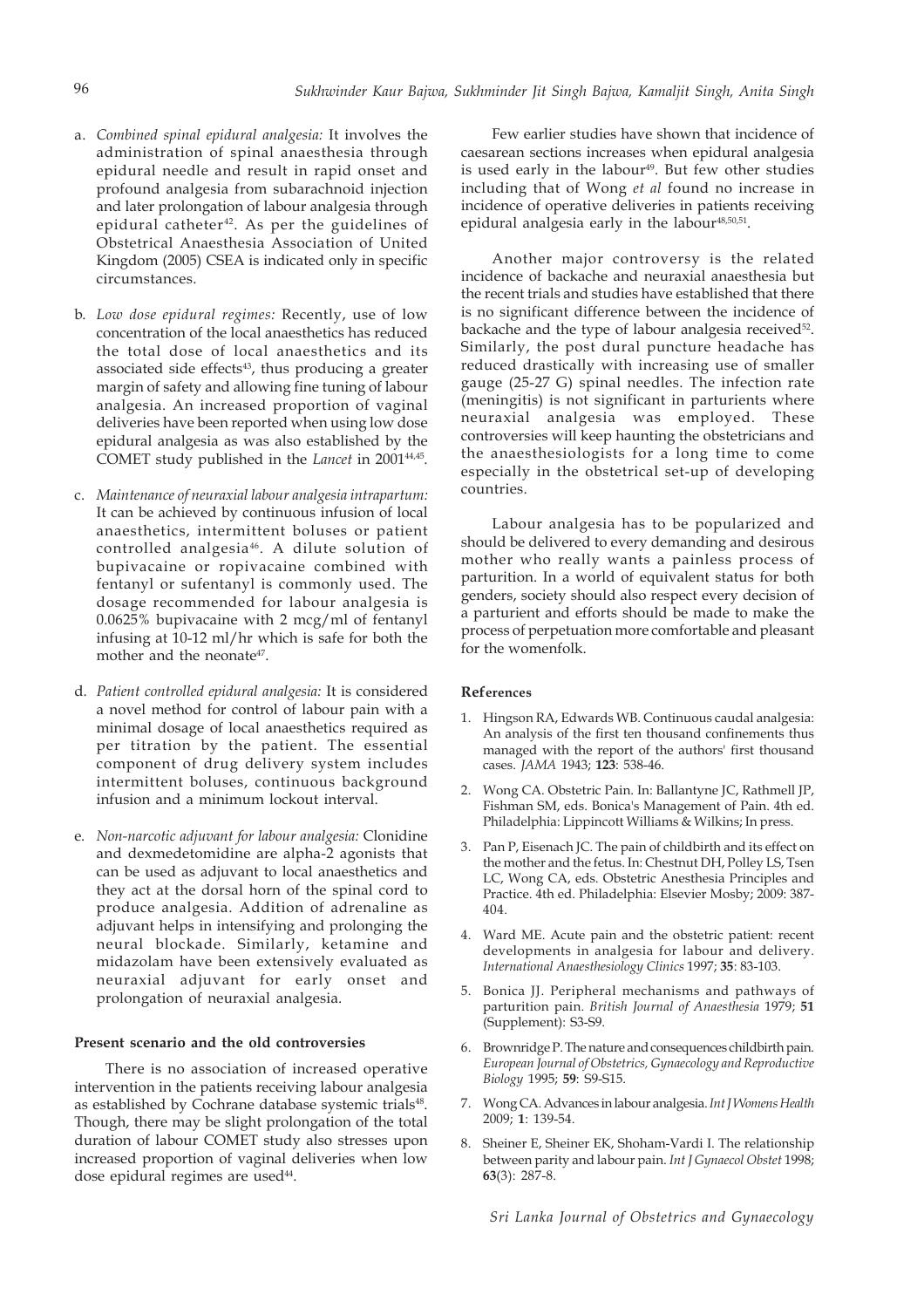a. *Combined spinal epidural analgesia:* It involves the administration of spinal anaesthesia through epidural needle and result in rapid onset and profound analgesia from subarachnoid injection and later prolongation of labour analgesia through epidural catheter[42]. As per the guidelines of Obstetrical Anaesthesia Association of United Kingdom (2005) CSEA is indicated only in specific circumstances.

b. *Low dose epidural regimes:* Recently, use of low concentration of the local anaesthetics has reduced the total dose of local anaesthetics and its associated side effects[43], thus producing a greater margin of safety and allowing fine tuning of labour analgesia. An increased proportion of vaginal deliveries have been reported when using low dose epidural analgesia as was also established by the COMET study published in the *Lancet* in 2001[44,45].

c. *Maintenance of neuraxial labour analgesia intrapartum:* It can be achieved by continuous infusion of local anaesthetics, intermittent boluses or patient controlled analgesia[46]. A dilute solution of bupivacaine or ropivacaine combined with fentanyl or sufentanyl is commonly used. The dosage recommended for labour analgesia is 0.0625% bupivacaine with 2 mcg/ml of fentanyl infusing at 10-12 ml/hr which is safe for both the mother and the neonate[47].

d. *Patient controlled epidural analgesia:* It is considered a novel method for control of labour pain with a minimal dosage of local anaesthetics required as per titration by the patient. The essential component of drug delivery system includes intermittent boluses, continuous background infusion and a minimum lockout interval.

e. *Non-narcotic adjuvant for labour analgesia:* Clonidine and dexmedetomidine are alpha-2 agonists that can be used as adjuvant to local anaesthetics and they act at the dorsal horn of the spinal cord to produce analgesia. Addition of adrenaline as adjuvant helps in intensifying and prolonging the neural blockade. Similarly, ketamine and midazolam have been extensively evaluated as neuraxial adjuvant for early onset and prolongation of neuraxial analgesia.

**Present scenario and the old controversies**

There is no association of increased operative intervention in the patients receiving labour analgesia as established by Cochrane database systemic trials[48]. Though, there may be slight prolongation of the total duration of labour COMET study also stresses upon increased proportion of vaginal deliveries when low dose epidural regimes are used[44].

Few earlier studies have shown that incidence of caesarean sections increases when epidural analgesia is used early in the labour[49]. But few other studies including that of Wong *et al* found no increase in incidence of operative deliveries in patients receiving epidural analgesia early in the labour[48,50,51].

Another major controversy is the related incidence of backache and neuraxial anaesthesia but the recent trials and studies have established that there is no significant difference between the incidence of backache and the type of labour analgesia received[52]. Similarly, the post dural puncture headache has reduced drastically with increasing use of smaller gauge (25-27 G) spinal needles. The infection rate (meningitis) is not significant in parturients where neuraxial analgesia was employed. These controversies will keep haunting the obstetricians and the anaesthesiologists for a long time to come especially in the obstetrical set-up of developing countries.

Labour analgesia has to be popularized and should be delivered to every demanding and desirous mother who really wants a painless process of parturition. In a world of equivalent status for both genders, society should also respect every decision of a parturient and efforts should be made to make the process of perpetuation more comfortable and pleasant for the womenfolk.

**References**

1. Hingson RA, Edwards WB. Continuous caudal analgesia: An analysis of the first ten thousand confinements thus managed with the report of the authors' first thousand cases. *JAMA* 1943; **123**: 538-46.
2. Wong CA. Obstetric Pain. In: Ballantyne JC, Rathmell JP, Fishman SM, eds. Bonica's Management of Pain. 4th ed. Philadelphia: Lippincott Williams & Wilkins; In press.
3. Pan P, Eisenach JC. The pain of childbirth and its effect on the mother and the fetus. In: Chestnut DH, Polley LS, Tsen LC, Wong CA, eds. Obstetric Anesthesia Principles and Practice. 4th ed. Philadelphia: Elsevier Mosby; 2009: 387-404.
4. Ward ME. Acute pain and the obstetric patient: recent developments in analgesia for labour and delivery. *International Anaesthesiology Clinics* 1997; **35**: 83-103.
5. Bonica JJ. Peripheral mechanisms and pathways of parturition pain. *British Journal of Anaesthesia* 1979; **51** (Supplement): S3-S9.
6. Brownridge P. The nature and consequences childbirth pain. *European Journal of Obstetrics, Gynaecology and Reproductive Biology* 1995; **59**: S9-S15.
7. Wong CA. Advances in labour analgesia. *Int J Womens Health* 2009; **1**: 139-54.
8. Sheiner E, Sheiner EK, Shoham-Vardi I. The relationship between parity and labour pain. *Int J Gynaecol Obstet* 1998; **63**(3): 287-8.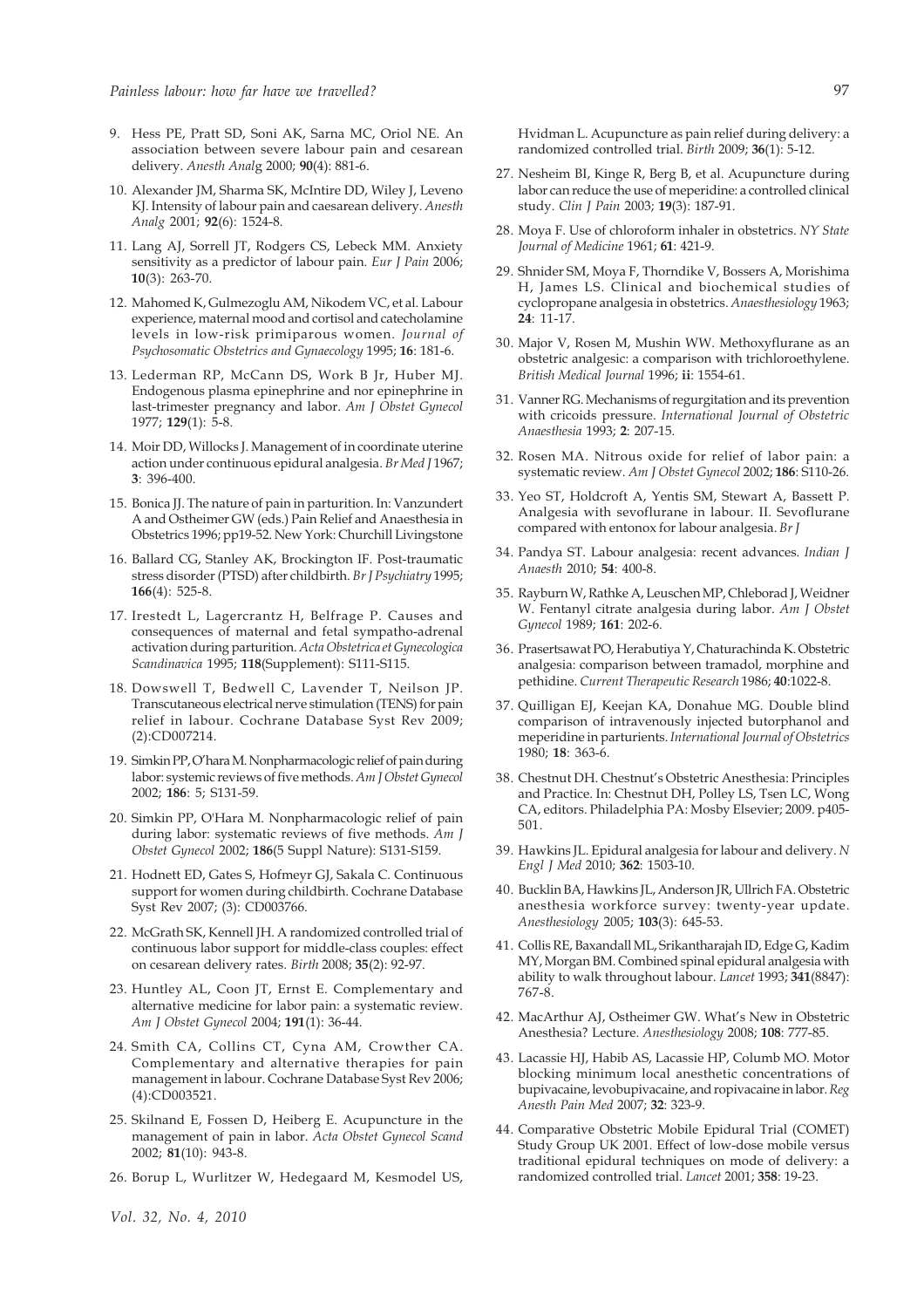9. Hess PE, Pratt SD, Soni AK, Sarna MC, Oriol NE. An association between severe labour pain and cesarean delivery. *Anesth Anal*g 2000; **90**(4): 881-6.

10. Alexander JM, Sharma SK, McIntire DD, Wiley J, Leveno KJ. Intensity of labour pain and caesarean delivery. *Anesth Analg* 2001; **92**(6): 1524-8.

11. Lang AJ, Sorrell JT, Rodgers CS, Lebeck MM. Anxiety sensitivity as a predictor of labour pain. *Eur J Pain* 2006; **10**(3): 263-70.

12. Mahomed K, Gulmezoglu AM, Nikodem VC, et al. Labour experience, maternal mood and cortisol and catecholamine levels in low-risk primiparous women. *Journal of Psychosomatic Obstetrics and Gynaecology* 1995; **16**: 181-6.

13. Lederman RP, McCann DS, Work B Jr, Huber MJ. Endogenous plasma epinephrine and nor epinephrine in last-trimester pregnancy and labor. *Am J Obstet Gynecol* 1977; **129**(1): 5-8.

14. Moir DD, Willocks J. Management of in coordinate uterine action under continuous epidural analgesia. *Br Med J* 1967; **3**: 396-400.

15. Bonica JJ. The nature of pain in parturition. In: Vanzundert A and Ostheimer GW (eds.) Pain Relief and Anaesthesia in Obstetrics 1996; pp19-52. New York: Churchill Livingstone

16. Ballard CG, Stanley AK, Brockington IF. Post-traumatic stress disorder (PTSD) after childbirth. *Br J Psychiatry* 1995; **166**(4): 525-8.

17. Irestedt L, Lagercrantz H, Belfrage P. Causes and consequences of maternal and fetal sympatho-adrenal activation during parturition. *Acta Obstetrica et Gynecologica Scandinavica* 1995; **118**(Supplement): S111-S115.

18. Dowswell T, Bedwell C, Lavender T, Neilson JP. Transcutaneous electrical nerve stimulation (TENS) for pain relief in labour. Cochrane Database Syst Rev 2009; (2):CD007214.

19. Simkin PP, O'hara M. Nonpharmacologic relief of pain during labor: systemic reviews of five methods. *Am J Obstet Gynecol* 2002; **186**: 5; S131-59.

20. Simkin PP, O'Hara M. Nonpharmacologic relief of pain during labor: systematic reviews of five methods. *Am J Obstet Gynecol* 2002; **186**(5 Suppl Nature): S131-S159.

21. Hodnett ED, Gates S, Hofmeyr GJ, Sakala C. Continuous support for women during childbirth. Cochrane Database Syst Rev 2007; (3): CD003766.

22. McGrath SK, Kennell JH. A randomized controlled trial of continuous labor support for middle-class couples: effect on cesarean delivery rates. *Birth* 2008; **35**(2): 92-97.

23. Huntley AL, Coon JT, Ernst E. Complementary and alternative medicine for labor pain: a systematic review. *Am J Obstet Gynecol* 2004; **191**(1): 36-44.

24. Smith CA, Collins CT, Cyna AM, Crowther CA. Complementary and alternative therapies for pain management in labour. Cochrane Database Syst Rev 2006; (4):CD003521.

25. Skilnand E, Fossen D, Heiberg E. Acupuncture in the management of pain in labor. *Acta Obstet Gynecol Scand* 2002; **81**(10): 943-8.

26. Borup L, Wurlitzer W, Hedegaard M, Kesmodel US, Hvidman L. Acupuncture as pain relief during delivery: a randomized controlled trial. *Birth* 2009; **36**(1): 5-12.

27. Nesheim BI, Kinge R, Berg B, et al. Acupuncture during labor can reduce the use of meperidine: a controlled clinical study. *Clin J Pain* 2003; **19**(3): 187-91.

28. Moya F. Use of chloroform inhaler in obstetrics. *NY State Journal of Medicine* 1961; **61**: 421-9.

29. Shnider SM, Moya F, Thorndike V, Bossers A, Morishima H, James LS. Clinical and biochemical studies of cyclopropane analgesia in obstetrics. *Anaesthesiology* 1963; **24**: 11-17.

30. Major V, Rosen M, Mushin WW. Methoxyflurane as an obstetric analgesic: a comparison with trichloroethylene. *British Medical Journal* 1996; **ii**: 1554-61.

31. Vanner RG. Mechanisms of regurgitation and its prevention with cricoids pressure. *International Journal of Obstetric Anaesthesia* 1993; **2**: 207-15.

32. Rosen MA. Nitrous oxide for relief of labor pain: a systematic review. *Am J Obstet Gynecol* 2002; **186**: S110-26.

33. Yeo ST, Holdcroft A, Yentis SM, Stewart A, Bassett P. Analgesia with sevoflurane in labour. II. Sevoflurane compared with entonox for labour analgesia. *Br J*

34. Pandya ST. Labour analgesia: recent advances. *Indian J Anaesth* 2010; **54**: 400-8.

35. Rayburn W, Rathke A, Leuschen MP, Chleborad J, Weidner W. Fentanyl citrate analgesia during labor. *Am J Obstet Gynecol* 1989; **161**: 202-6.

36. Prasertsawat PO, Herabutiya Y, Chaturachinda K. Obstetric analgesia: comparison between tramadol, morphine and pethidine. *Current Therapeutic Research* 1986; **40**:1022-8.

37. Quilligan EJ, Keejan KA, Donahue MG. Double blind comparison of intravenously injected butorphanol and meperidine in parturients. *International Journal of Obstetrics* 1980; **18**: 363-6.

38. Chestnut DH. Chestnut's Obstetric Anesthesia: Principles and Practice. In: Chestnut DH, Polley LS, Tsen LC, Wong CA, editors. Philadelphia PA: Mosby Elsevier; 2009. p405-501.

39. Hawkins JL. Epidural analgesia for labour and delivery. *N Engl J Med* 2010; **362**: 1503-10.

40. Bucklin BA, Hawkins JL, Anderson JR, Ullrich FA. Obstetric anesthesia workforce survey: twenty-year update. *Anesthesiology* 2005; **103**(3): 645-53.

41. Collis RE, Baxandall ML, Srikantharajah ID, Edge G, Kadim MY, Morgan BM. Combined spinal epidural analgesia with ability to walk throughout labour. *Lancet* 1993; **341**(8847): 767-8.

42. MacArthur AJ, Ostheimer GW. What's New in Obstetric Anesthesia? Lecture. *Anesthesiology* 2008; **108**: 777-85.

43. Lacassie HJ, Habib AS, Lacassie HP, Columb MO. Motor blocking minimum local anesthetic concentrations of bupivacaine, levobupivacaine, and ropivacaine in labor. *Reg Anesth Pain Med* 2007; **32**: 323-9.

44. Comparative Obstetric Mobile Epidural Trial (COMET) Study Group UK 2001. Effect of low-dose mobile versus traditional epidural techniques on mode of delivery: a randomized controlled trial. *Lancet* 2001; **358**: 19-23.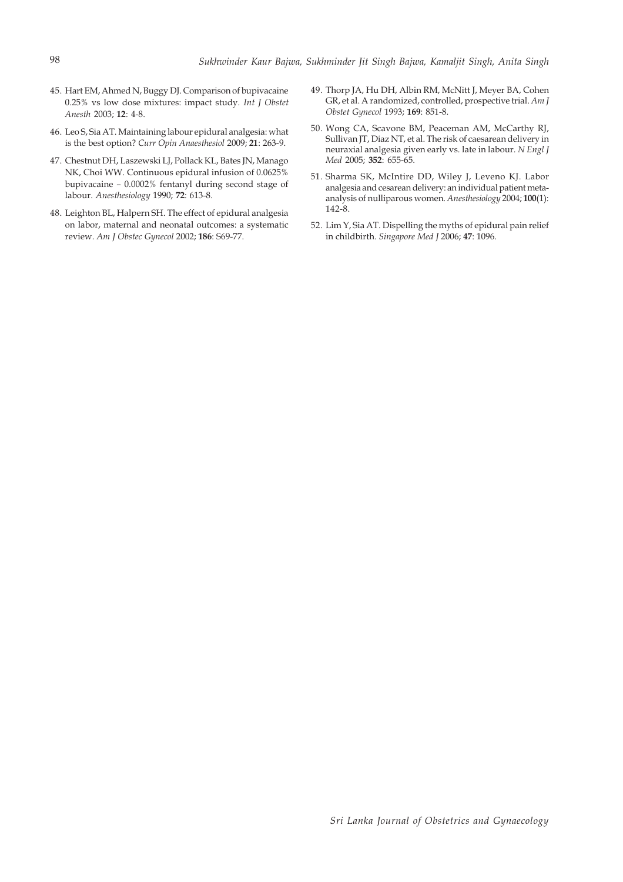45. Hart EM, Ahmed N, Buggy DJ. Comparison of bupivacaine 0.25% vs low dose mixtures: impact study. *Int J Obstet Anesth* 2003; **12**: 4-8.

46. Leo S, Sia AT. Maintaining labour epidural analgesia: what is the best option? *Curr Opin Anaesthesiol* 2009; **21**: 263-9.

47. Chestnut DH, Laszewski LJ, Pollack KL, Bates JN, Manago NK, Choi WW. Continuous epidural infusion of 0.0625% bupivacaine – 0.0002% fentanyl during second stage of labour. *Anesthesiology* 1990; **72**: 613-8.

48. Leighton BL, Halpern SH. The effect of epidural analgesia on labor, maternal and neonatal outcomes: a systematic review. *Am J Obstec Gynecol* 2002; **186**: S69-77.

49. Thorp JA, Hu DH, Albin RM, McNitt J, Meyer BA, Cohen GR, et al. A randomized, controlled, prospective trial. *Am J Obstet Gynecol* 1993; **169**: 851-8.

50. Wong CA, Scavone BM, Peaceman AM, McCarthy RJ, Sullivan JT, Diaz NT, et al. The risk of caesarean delivery in neuraxial analgesia given early vs. late in labour. *N Engl J Med* 2005; **352**: 655-65.

51. Sharma SK, McIntire DD, Wiley J, Leveno KJ. Labor analgesia and cesarean delivery: an individual patient meta-analysis of nulliparous women. *Anesthesiology* 2004; **100**(1): 142-8.

52. Lim Y, Sia AT. Dispelling the myths of epidural pain relief in childbirth. *Singapore Med J* 2006; **47**: 1096.